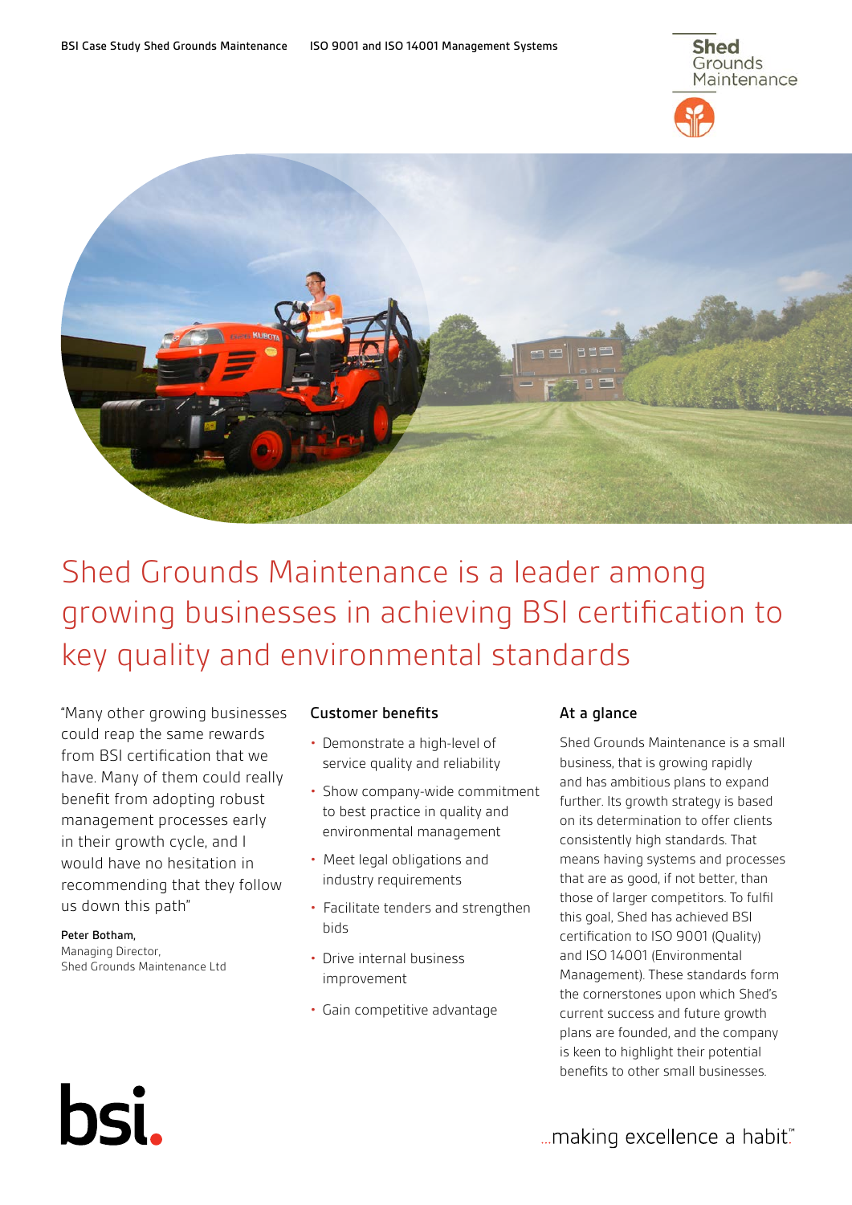# Shed Grounds Maintenance is a leader among growing businesses in achieving BSI certification to key quality and environmental standards

"Many other growing businesses could reap the same rewards from BSI certification that we have. Many of them could really benefit from adopting robust management processes early in their growth cycle, and I would have no hesitation in recommending that they follow us down this path"

**Peter Botham,**
Managing Director,
Shed Grounds Maintenance Ltd

## Customer benefits

- Demonstrate a high-level of service quality and reliability
- Show company-wide commitment to best practice in quality and environmental management
- Meet legal obligations and industry requirements
- Facilitate tenders and strengthen bids
- Drive internal business improvement
- Gain competitive advantage

## At a glance

Shed Grounds Maintenance is a small business, that is growing rapidly and has ambitious plans to expand further. Its growth strategy is based on its determination to offer clients consistently high standards. That means having systems and processes that are as good, if not better, than those of larger competitors. To fulfil this goal, Shed has achieved BSI certification to ISO 9001 (Quality) and ISO 14001 (Environmental Management). These standards form the cornerstones upon which Shed's current success and future growth plans are founded, and the company is keen to highlight their potential benefits to other small businesses.

...making excellence a habit.™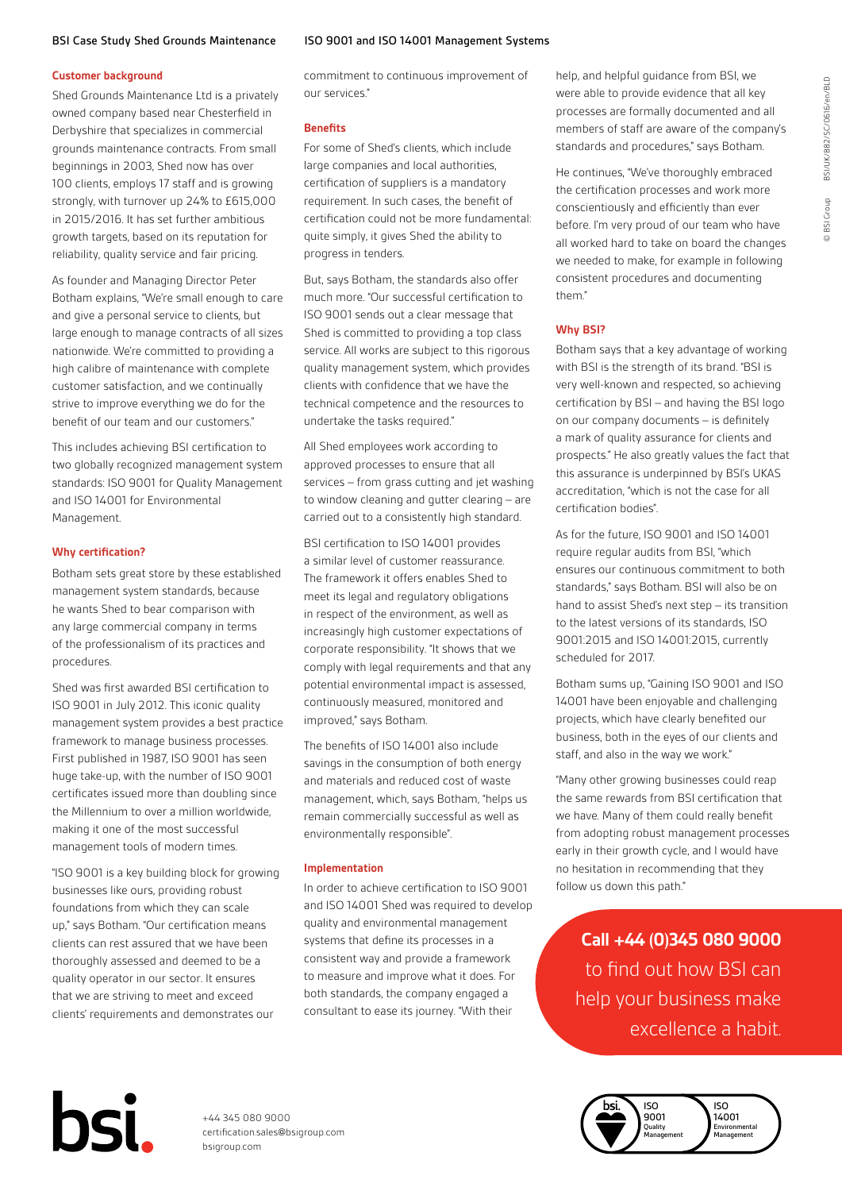## Customer background

Shed Grounds Maintenance Ltd is a privately owned company based near Chesterfield in Derbyshire that specializes in commercial grounds maintenance contracts. From small beginnings in 2003, Shed now has over 100 clients, employs 17 staff and is growing strongly, with turnover up 24% to £615,000 in 2015/2016. It has set further ambitious growth targets, based on its reputation for reliability, quality service and fair pricing.

As founder and Managing Director Peter Botham explains, "We're small enough to care and give a personal service to clients, but large enough to manage contracts of all sizes nationwide. We're committed to providing a high calibre of maintenance with complete customer satisfaction, and we continually strive to improve everything we do for the benefit of our team and our customers."

This includes achieving BSI certification to two globally recognized management system standards: ISO 9001 for Quality Management and ISO 14001 for Environmental Management.

## Why certification?

Botham sets great store by these established management system standards, because he wants Shed to bear comparison with any large commercial company in terms of the professionalism of its practices and procedures.

Shed was first awarded BSI certification to ISO 9001 in July 2012. This iconic quality management system provides a best practice framework to manage business processes. First published in 1987, ISO 9001 has seen huge take-up, with the number of ISO 9001 certificates issued more than doubling since the Millennium to over a million worldwide, making it one of the most successful management tools of modern times.

"ISO 9001 is a key building block for growing businesses like ours, providing robust foundations from which they can scale up," says Botham. "Our certification means clients can rest assured that we have been thoroughly assessed and deemed to be a quality operator in our sector. It ensures that we are striving to meet and exceed clients' requirements and demonstrates our commitment to continuous improvement of our services."

## Benefits

For some of Shed's clients, which include large companies and local authorities, certification of suppliers is a mandatory requirement. In such cases, the benefit of certification could not be more fundamental: quite simply, it gives Shed the ability to progress in tenders.

But, says Botham, the standards also offer much more. "Our successful certification to ISO 9001 sends out a clear message that Shed is committed to providing a top class service. All works are subject to this rigorous quality management system, which provides clients with confidence that we have the technical competence and the resources to undertake the tasks required."

All Shed employees work according to approved processes to ensure that all services – from grass cutting and jet washing to window cleaning and gutter clearing – are carried out to a consistently high standard.

BSI certification to ISO 14001 provides a similar level of customer reassurance. The framework it offers enables Shed to meet its legal and regulatory obligations in respect of the environment, as well as increasingly high customer expectations of corporate responsibility. "It shows that we comply with legal requirements and that any potential environmental impact is assessed, continuously measured, monitored and improved," says Botham.

The benefits of ISO 14001 also include savings in the consumption of both energy and materials and reduced cost of waste management, which, says Botham, "helps us remain commercially successful as well as environmentally responsible".

## Implementation

In order to achieve certification to ISO 9001 and ISO 14001 Shed was required to develop quality and environmental management systems that define its processes in a consistent way and provide a framework to measure and improve what it does. For both standards, the company engaged a consultant to ease its journey. "With their help, and helpful guidance from BSI, we were able to provide evidence that all key processes are formally documented and all members of staff are aware of the company's standards and procedures," says Botham.

He continues, "We've thoroughly embraced the certification processes and work more conscientiously and efficiently than ever before. I'm very proud of our team who have all worked hard to take on board the changes we needed to make, for example in following consistent procedures and documenting them."

## Why BSI?

Botham says that a key advantage of working with BSI is the strength of its brand. "BSI is very well-known and respected, so achieving certification by BSI – and having the BSI logo on our company documents – is definitely a mark of quality assurance for clients and prospects." He also greatly values the fact that this assurance is underpinned by BSI's UKAS accreditation, "which is not the case for all certification bodies".

As for the future, ISO 9001 and ISO 14001 require regular audits from BSI, "which ensures our continuous commitment to both standards," says Botham. BSI will also be on hand to assist Shed's next step – its transition to the latest versions of its standards, ISO 9001:2015 and ISO 14001:2015, currently scheduled for 2017.

Botham sums up, "Gaining ISO 9001 and ISO 14001 have been enjoyable and challenging projects, which have clearly benefited our business, both in the eyes of our clients and staff, and also in the way we work."

"Many other growing businesses could reap the same rewards from BSI certification that we have. Many of them could really benefit from adopting robust management processes early in their growth cycle, and I would have no hesitation in recommending that they follow us down this path."

**Call +44 (0)345 080 9000** to find out how BSI can help your business make excellence a habit.

bsi.

+44 345 080 9000
certification.sales@bsigroup.com
bsigroup.com

bsi. ISO 9001 Quality Management | ISO 14001 Environmental Management

© BSI Group BSI/UK/882/SC/0616/en/BLD